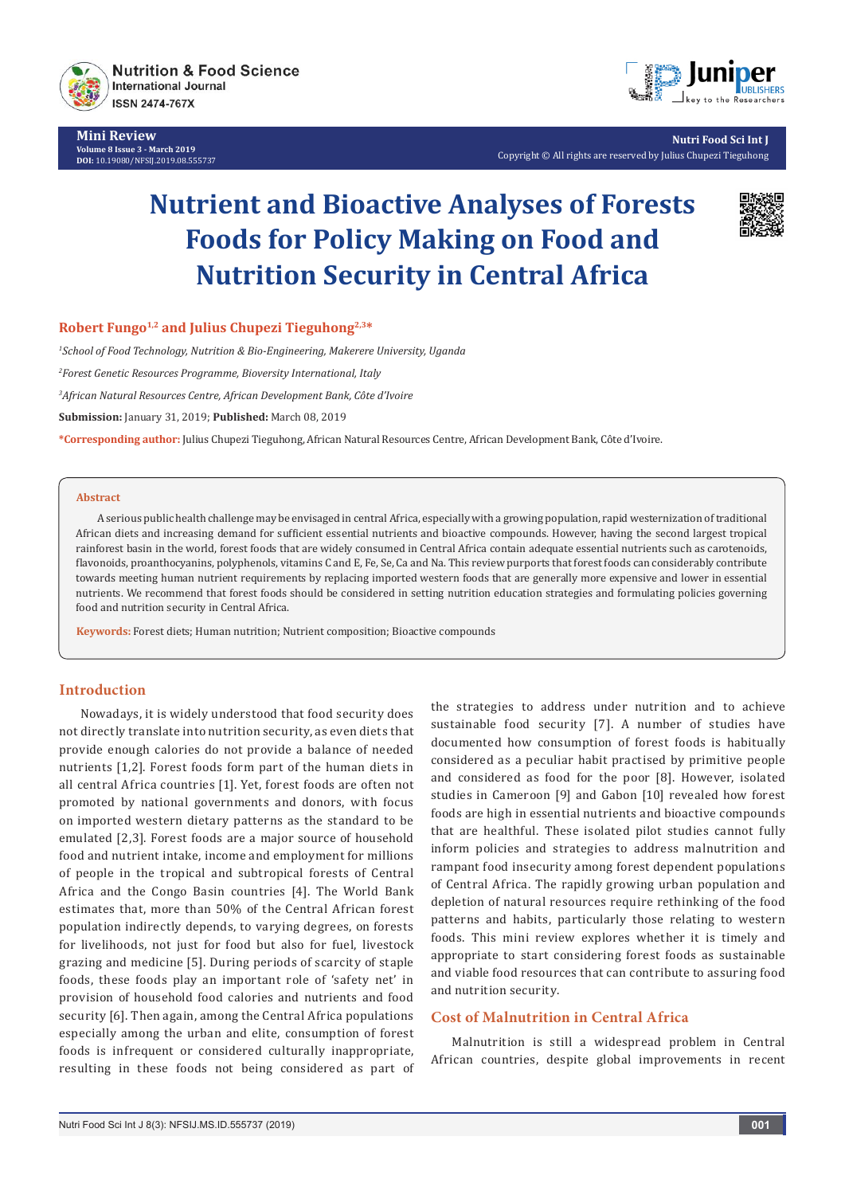Mini Review
Volume 8 Issue 3 - March 2019
DOI: 10.19080/NFSIJ.2019.08.555737

Copyright © All rights are reserved by Julius Chupezi Tieguhong

# Nutrient and Bioactive Analyses of Forests Foods for Policy Making on Food and Nutrition Security in Central Africa

**Robert Fungo[1,2] and Julius Chupezi Tieguhong[2,3]***

*[1]School of Food Technology, Nutrition & Bio-Engineering, Makerere University, Uganda*

*[2]Forest Genetic Resources Programme, Bioversity International, Italy*

*[3]African Natural Resources Centre, African Development Bank, Côte d'Ivoire*

**Submission:** January 31, 2019; **Published:** March 08, 2019

***Corresponding author:** Julius Chupezi Tieguhong, African Natural Resources Centre, African Development Bank, Côte d'Ivoire.

## Abstract

A serious public health challenge may be envisaged in central Africa, especially with a growing population, rapid westernization of traditional African diets and increasing demand for sufficient essential nutrients and bioactive compounds. However, having the second largest tropical rainforest basin in the world, forest foods that are widely consumed in Central Africa contain adequate essential nutrients such as carotenoids, flavonoids, proanthocyanins, polyphenols, vitamins C and E, Fe, Se, Ca and Na. This review purports that forest foods can considerably contribute towards meeting human nutrient requirements by replacing imported western foods that are generally more expensive and lower in essential nutrients. We recommend that forest foods should be considered in setting nutrition education strategies and formulating policies governing food and nutrition security in Central Africa.

**Keywords:** Forest diets; Human nutrition; Nutrient composition; Bioactive compounds

## Introduction

Nowadays, it is widely understood that food security does not directly translate into nutrition security, as even diets that provide enough calories do not provide a balance of needed nutrients [1,2]. Forest foods form part of the human diets in all central Africa countries [1]. Yet, forest foods are often not promoted by national governments and donors, with focus on imported western dietary patterns as the standard to be emulated [2,3]. Forest foods are a major source of household food and nutrient intake, income and employment for millions of people in the tropical and subtropical forests of Central Africa and the Congo Basin countries [4]. The World Bank estimates that, more than 50% of the Central African forest population indirectly depends, to varying degrees, on forests for livelihoods, not just for food but also for fuel, livestock grazing and medicine [5]. During periods of scarcity of staple foods, these foods play an important role of 'safety net' in provision of household food calories and nutrients and food security [6]. Then again, among the Central Africa populations especially among the urban and elite, consumption of forest foods is infrequent or considered culturally inappropriate, resulting in these foods not being considered as part of the strategies to address under nutrition and to achieve sustainable food security [7]. A number of studies have documented how consumption of forest foods is habitually considered as a peculiar habit practised by primitive people and considered as food for the poor [8]. However, isolated studies in Cameroon [9] and Gabon [10] revealed how forest foods are high in essential nutrients and bioactive compounds that are healthful. These isolated pilot studies cannot fully inform policies and strategies to address malnutrition and rampant food insecurity among forest dependent populations of Central Africa. The rapidly growing urban population and depletion of natural resources require rethinking of the food patterns and habits, particularly those relating to western foods. This mini review explores whether it is timely and appropriate to start considering forest foods as sustainable and viable food resources that can contribute to assuring food and nutrition security.

## Cost of Malnutrition in Central Africa

Malnutrition is still a widespread problem in Central African countries, despite global improvements in recent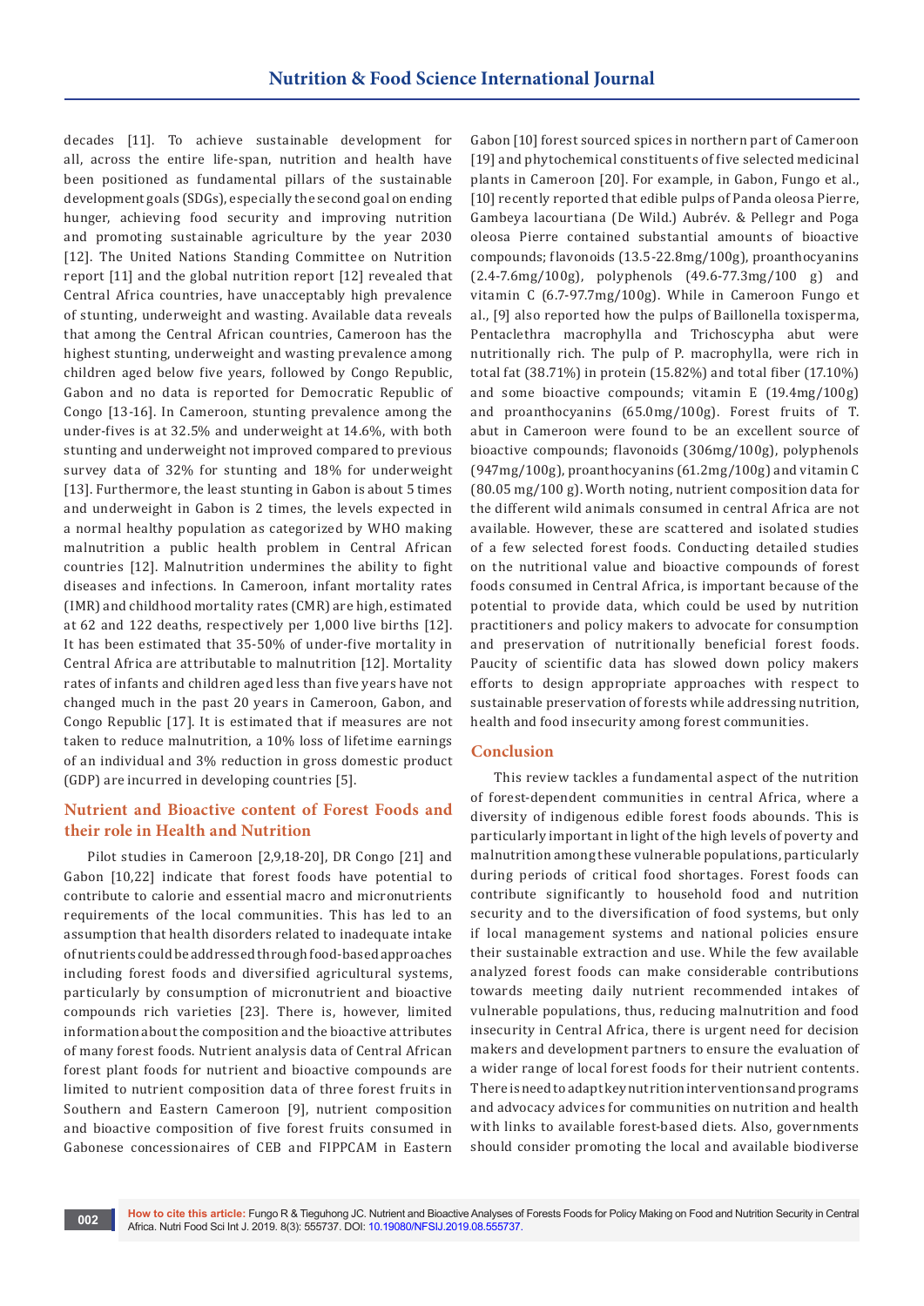decades [11]. To achieve sustainable development for all, across the entire life-span, nutrition and health have been positioned as fundamental pillars of the sustainable development goals (SDGs), especially the second goal on ending hunger, achieving food security and improving nutrition and promoting sustainable agriculture by the year 2030 [12]. The United Nations Standing Committee on Nutrition report [11] and the global nutrition report [12] revealed that Central Africa countries, have unacceptably high prevalence of stunting, underweight and wasting. Available data reveals that among the Central African countries, Cameroon has the highest stunting, underweight and wasting prevalence among children aged below five years, followed by Congo Republic, Gabon and no data is reported for Democratic Republic of Congo [13-16]. In Cameroon, stunting prevalence among the under-fives is at 32.5% and underweight at 14.6%, with both stunting and underweight not improved compared to previous survey data of 32% for stunting and 18% for underweight [13]. Furthermore, the least stunting in Gabon is about 5 times and underweight in Gabon is 2 times, the levels expected in a normal healthy population as categorized by WHO making malnutrition a public health problem in Central African countries [12]. Malnutrition undermines the ability to fight diseases and infections. In Cameroon, infant mortality rates (IMR) and childhood mortality rates (CMR) are high, estimated at 62 and 122 deaths, respectively per 1,000 live births [12]. It has been estimated that 35-50% of under-five mortality in Central Africa are attributable to malnutrition [12]. Mortality rates of infants and children aged less than five years have not changed much in the past 20 years in Cameroon, Gabon, and Congo Republic [17]. It is estimated that if measures are not taken to reduce malnutrition, a 10% loss of lifetime earnings of an individual and 3% reduction in gross domestic product (GDP) are incurred in developing countries [5].

## Nutrient and Bioactive content of Forest Foods and their role in Health and Nutrition

Pilot studies in Cameroon [2,9,18-20], DR Congo [21] and Gabon [10,22] indicate that forest foods have potential to contribute to calorie and essential macro and micronutrients requirements of the local communities. This has led to an assumption that health disorders related to inadequate intake of nutrients could be addressed through food-based approaches including forest foods and diversified agricultural systems, particularly by consumption of micronutrient and bioactive compounds rich varieties [23]. There is, however, limited information about the composition and the bioactive attributes of many forest foods. Nutrient analysis data of Central African forest plant foods for nutrient and bioactive compounds are limited to nutrient composition data of three forest fruits in Southern and Eastern Cameroon [9], nutrient composition and bioactive composition of five forest fruits consumed in Gabonese concessionaires of CEB and FIPPCAM in Eastern Gabon [10] forest sourced spices in northern part of Cameroon [19] and phytochemical constituents of five selected medicinal plants in Cameroon [20]. For example, in Gabon, Fungo et al., [10] recently reported that edible pulps of Panda oleosa Pierre, Gambeya lacourtiana (De Wild.) Aubrév. & Pellegr and Poga oleosa Pierre contained substantial amounts of bioactive compounds; flavonoids (13.5-22.8mg/100g), proanthocyanins (2.4-7.6mg/100g), polyphenols (49.6-77.3mg/100 g) and vitamin C (6.7-97.7mg/100g). While in Cameroon Fungo et al., [9] also reported how the pulps of Baillonella toxisperma, Pentaclethra macrophylla and Trichoscypha abut were nutritionally rich. The pulp of P. macrophylla, were rich in total fat (38.71%) in protein (15.82%) and total fiber (17.10%) and some bioactive compounds; vitamin E (19.4mg/100g) and proanthocyanins (65.0mg/100g). Forest fruits of T. abut in Cameroon were found to be an excellent source of bioactive compounds; flavonoids (306mg/100g), polyphenols (947mg/100g), proanthocyanins (61.2mg/100g) and vitamin C (80.05 mg/100 g). Worth noting, nutrient composition data for the different wild animals consumed in central Africa are not available. However, these are scattered and isolated studies of a few selected forest foods. Conducting detailed studies on the nutritional value and bioactive compounds of forest foods consumed in Central Africa, is important because of the potential to provide data, which could be used by nutrition practitioners and policy makers to advocate for consumption and preservation of nutritionally beneficial forest foods. Paucity of scientific data has slowed down policy makers efforts to design appropriate approaches with respect to sustainable preservation of forests while addressing nutrition, health and food insecurity among forest communities.

## Conclusion

This review tackles a fundamental aspect of the nutrition of forest-dependent communities in central Africa, where a diversity of indigenous edible forest foods abounds. This is particularly important in light of the high levels of poverty and malnutrition among these vulnerable populations, particularly during periods of critical food shortages. Forest foods can contribute significantly to household food and nutrition security and to the diversification of food systems, but only if local management systems and national policies ensure their sustainable extraction and use. While the few available analyzed forest foods can make considerable contributions towards meeting daily nutrient recommended intakes of vulnerable populations, thus, reducing malnutrition and food insecurity in Central Africa, there is urgent need for decision makers and development partners to ensure the evaluation of a wider range of local forest foods for their nutrient contents. There is need to adapt key nutrition interventions and programs and advocacy advices for communities on nutrition and health with links to available forest-based diets. Also, governments should consider promoting the local and available biodiverse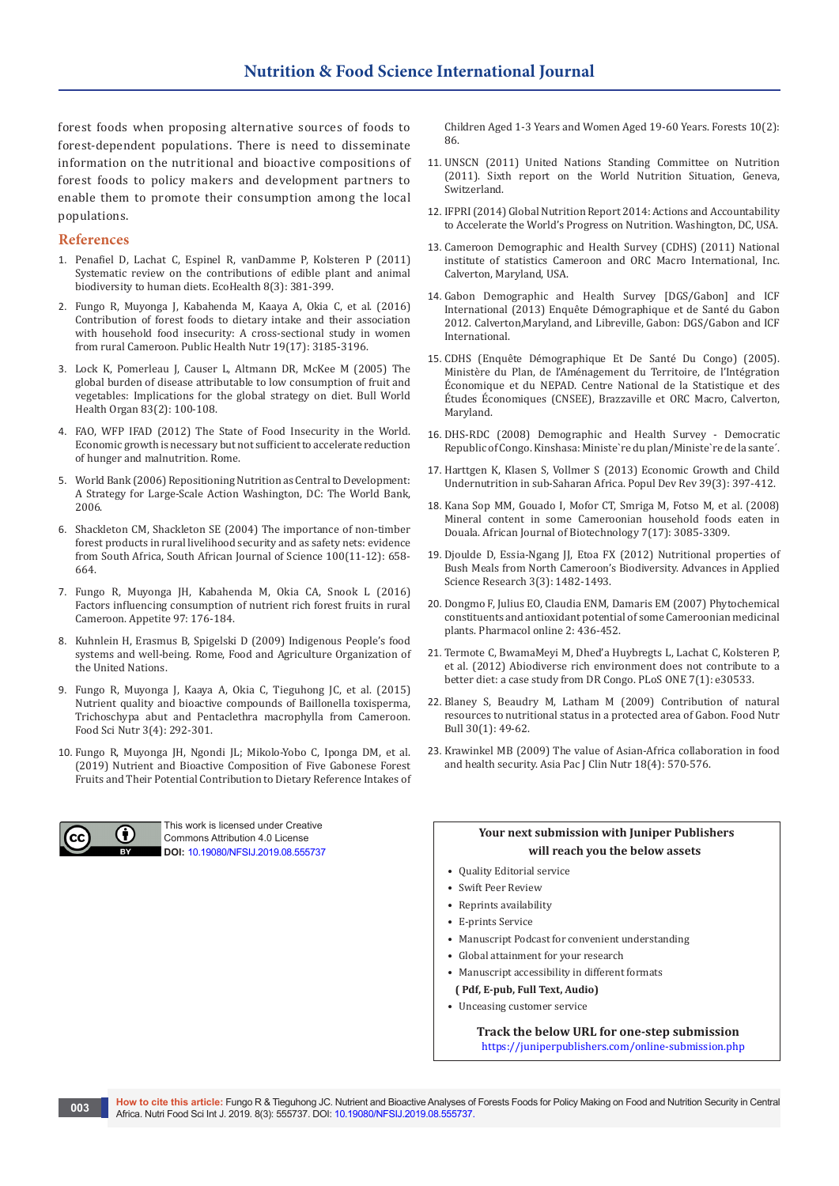forest foods when proposing alternative sources of foods to forest-dependent populations. There is need to disseminate information on the nutritional and bioactive compositions of forest foods to policy makers and development partners to enable them to promote their consumption among the local populations.

## References

1. Penafiel D, Lachat C, Espinel R, vanDamme P, Kolsteren P (2011) Systematic review on the contributions of edible plant and animal biodiversity to human diets. EcoHealth 8(3): 381-399.
2. Fungo R, Muyonga J, Kabahenda M, Kaaya A, Okia C, et al. (2016) Contribution of forest foods to dietary intake and their association with household food insecurity: A cross-sectional study in women from rural Cameroon. Public Health Nutr 19(17): 3185-3196.
3. Lock K, Pomerleau J, Causer L, Altmann DR, McKee M (2005) The global burden of disease attributable to low consumption of fruit and vegetables: Implications for the global strategy on diet. Bull World Health Organ 83(2): 100-108.
4. FAO, WFP IFAD (2012) The State of Food Insecurity in the World. Economic growth is necessary but not sufficient to accelerate reduction of hunger and malnutrition. Rome.
5. World Bank (2006) Repositioning Nutrition as Central to Development: A Strategy for Large-Scale Action Washington, DC: The World Bank, 2006.
6. Shackleton CM, Shackleton SE (2004) The importance of non-timber forest products in rural livelihood security and as safety nets: evidence from South Africa, South African Journal of Science 100(11-12): 658-664.
7. Fungo R, Muyonga JH, Kabahenda M, Okia CA, Snook L (2016) Factors influencing consumption of nutrient rich forest fruits in rural Cameroon. Appetite 97: 176-184.
8. Kuhnlein H, Erasmus B, Spigelski D (2009) Indigenous People's food systems and well-being. Rome, Food and Agriculture Organization of the United Nations.
9. Fungo R, Muyonga J, Kaaya A, Okia C, Tieguhong JC, et al. (2015) Nutrient quality and bioactive compounds of Baillonella toxisperma, Trichoschypa abut and Pentaclethra macrophylla from Cameroon. Food Sci Nutr 3(4): 292-301.
10. Fungo R, Muyonga JH, Ngondi JL; Mikolo-Yobo C, Iponga DM, et al. (2019) Nutrient and Bioactive Composition of Five Gabonese Forest Fruits and Their Potential Contribution to Dietary Reference Intakes of Children Aged 1-3 Years and Women Aged 19-60 Years. Forests 10(2): 86.
11. UNSCN (2011) United Nations Standing Committee on Nutrition (2011). Sixth report on the World Nutrition Situation, Geneva, Switzerland.
12. IFPRI (2014) Global Nutrition Report 2014: Actions and Accountability to Accelerate the World's Progress on Nutrition. Washington, DC, USA.
13. Cameroon Demographic and Health Survey (CDHS) (2011) National institute of statistics Cameroon and ORC Macro International, Inc. Calverton, Maryland, USA.
14. Gabon Demographic and Health Survey [DGS/Gabon] and ICF International (2013) Enquête Démographique et de Santé du Gabon 2012. Calverton,Maryland, and Libreville, Gabon: DGS/Gabon and ICF International.
15. CDHS (Enquête Démographique Et De Santé Du Congo) (2005). Ministère du Plan, de l'Aménagement du Territoire, de l'Intégration Économique et du NEPAD. Centre National de la Statistique et des Études Économiques (CNSEE), Brazzaville et ORC Macro, Calverton, Maryland.
16. DHS-RDC (2008) Demographic and Health Survey - Democratic Republic of Congo. Kinshasa: Ministe`re du plan/Ministe`re de la sante´.
17. Harttgen K, Klasen S, Vollmer S (2013) Economic Growth and Child Undernutrition in sub-Saharan Africa. Popul Dev Rev 39(3): 397-412.
18. Kana Sop MM, Gouado I, Mofor CT, Smriga M, Fotso M, et al. (2008) Mineral content in some Cameroonian household foods eaten in Douala. African Journal of Biotechnology 7(17): 3085-3309.
19. Djoulde D, Essia-Ngang JJ, Etoa FX (2012) Nutritional properties of Bush Meals from North Cameroon's Biodiversity. Advances in Applied Science Research 3(3): 1482-1493.
20. Dongmo F, Julius EO, Claudia ENM, Damaris EM (2007) Phytochemical constituents and antioxidant potential of some Cameroonian medicinal plants. Pharmacol online 2: 436-452.
21. Termote C, BwamaMeyi M, Dhed'a Huybregts L, Lachat C, Kolsteren P, et al. (2012) Abiodiverse rich environment does not contribute to a better diet: a case study from DR Congo. PLoS ONE 7(1): e30533.
22. Blaney S, Beaudry M, Latham M (2009) Contribution of natural resources to nutritional status in a protected area of Gabon. Food Nutr Bull 30(1): 49-62.
23. Krawinkel MB (2009) The value of Asian-Africa collaboration in food and health security. Asia Pac J Clin Nutr 18(4): 570-576.

This work is licensed under Creative Commons Attribution 4.0 License
**DOI:** 10.19080/NFSIJ.2019.08.555737

**Your next submission with Juniper Publishers will reach you the below assets**

- Quality Editorial service
- Swift Peer Review
- Reprints availability
- E-prints Service
- Manuscript Podcast for convenient understanding
- Global attainment for your research
- Manuscript accessibility in different formats
  **( Pdf, E-pub, Full Text, Audio)**
- Unceasing customer service

**Track the below URL for one-step submission**
https://juniperpublishers.com/online-submission.php

**How to cite this article:** Fungo R & Tieguhong JC. Nutrient and Bioactive Analyses of Forests Foods for Policy Making on Food and Nutrition Security in Central Africa. Nutri Food Sci Int J. 2019. 8(3): 555737. DOI: 10.19080/NFSIJ.2019.08.555737.